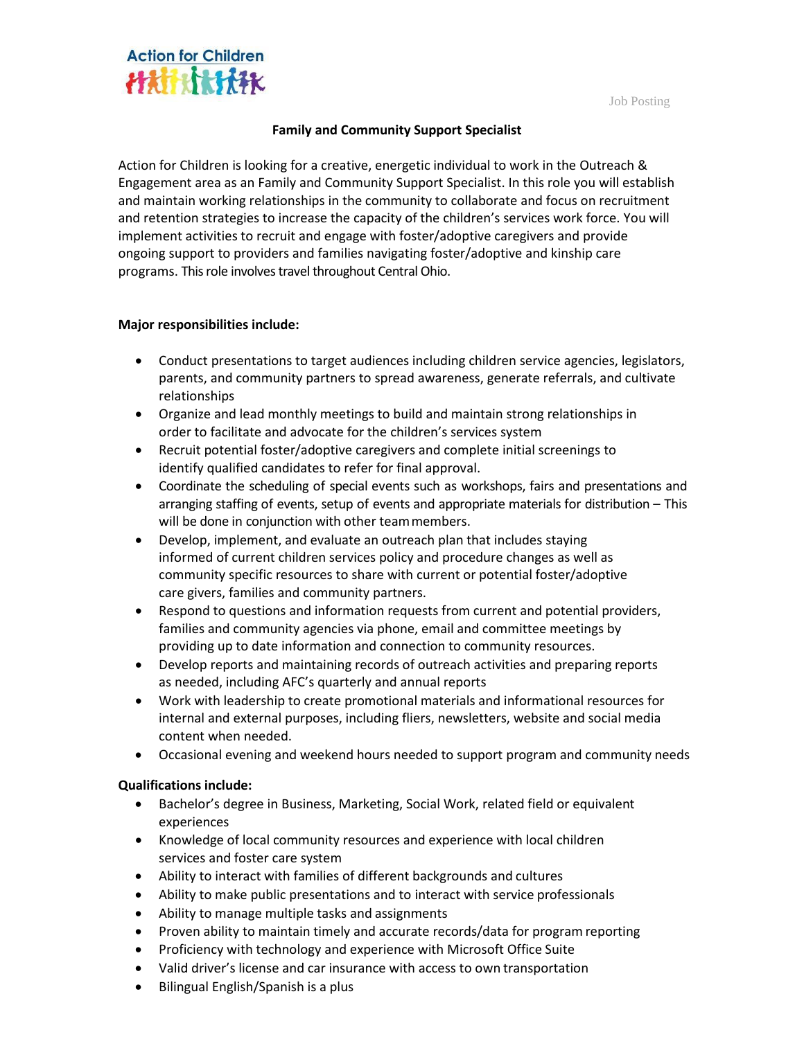Action for Children

Job Posting

## Family and Community Support Specialist

Action for Children is looking for a creative, energetic individual to work in the Outreach & Engagement area as an Family and Community Support Specialist. In this role you will establish and maintain working relationships in the community to collaborate and focus on recruitment and retention strategies to increase the capacity of the children's services work force. You will implement activities to recruit and engage with foster/adoptive caregivers and provide ongoing support to providers and families navigating foster/adoptive and kinship care programs. This role involves travel throughout Central Ohio.

**Major responsibilities include:**

- Conduct presentations to target audiences including children service agencies, legislators, parents, and community partners to spread awareness, generate referrals, and cultivate relationships
- Organize and lead monthly meetings to build and maintain strong relationships in order to facilitate and advocate for the children's services system
- Recruit potential foster/adoptive caregivers and complete initial screenings to identify qualified candidates to refer for final approval.
- Coordinate the scheduling of special events such as workshops, fairs and presentations and arranging staffing of events, setup of events and appropriate materials for distribution – This will be done in conjunction with other team members.
- Develop, implement, and evaluate an outreach plan that includes staying informed of current children services policy and procedure changes as well as community specific resources to share with current or potential foster/adoptive care givers, families and community partners.
- Respond to questions and information requests from current and potential providers, families and community agencies via phone, email and committee meetings by providing up to date information and connection to community resources.
- Develop reports and maintaining records of outreach activities and preparing reports as needed, including AFC's quarterly and annual reports
- Work with leadership to create promotional materials and informational resources for internal and external purposes, including fliers, newsletters, website and social media content when needed.
- Occasional evening and weekend hours needed to support program and community needs

**Qualifications include:**

- Bachelor's degree in Business, Marketing, Social Work, related field or equivalent experiences
- Knowledge of local community resources and experience with local children services and foster care system
- Ability to interact with families of different backgrounds and cultures
- Ability to make public presentations and to interact with service professionals
- Ability to manage multiple tasks and assignments
- Proven ability to maintain timely and accurate records/data for program reporting
- Proficiency with technology and experience with Microsoft Office Suite
- Valid driver's license and car insurance with access to own transportation
- Bilingual English/Spanish is a plus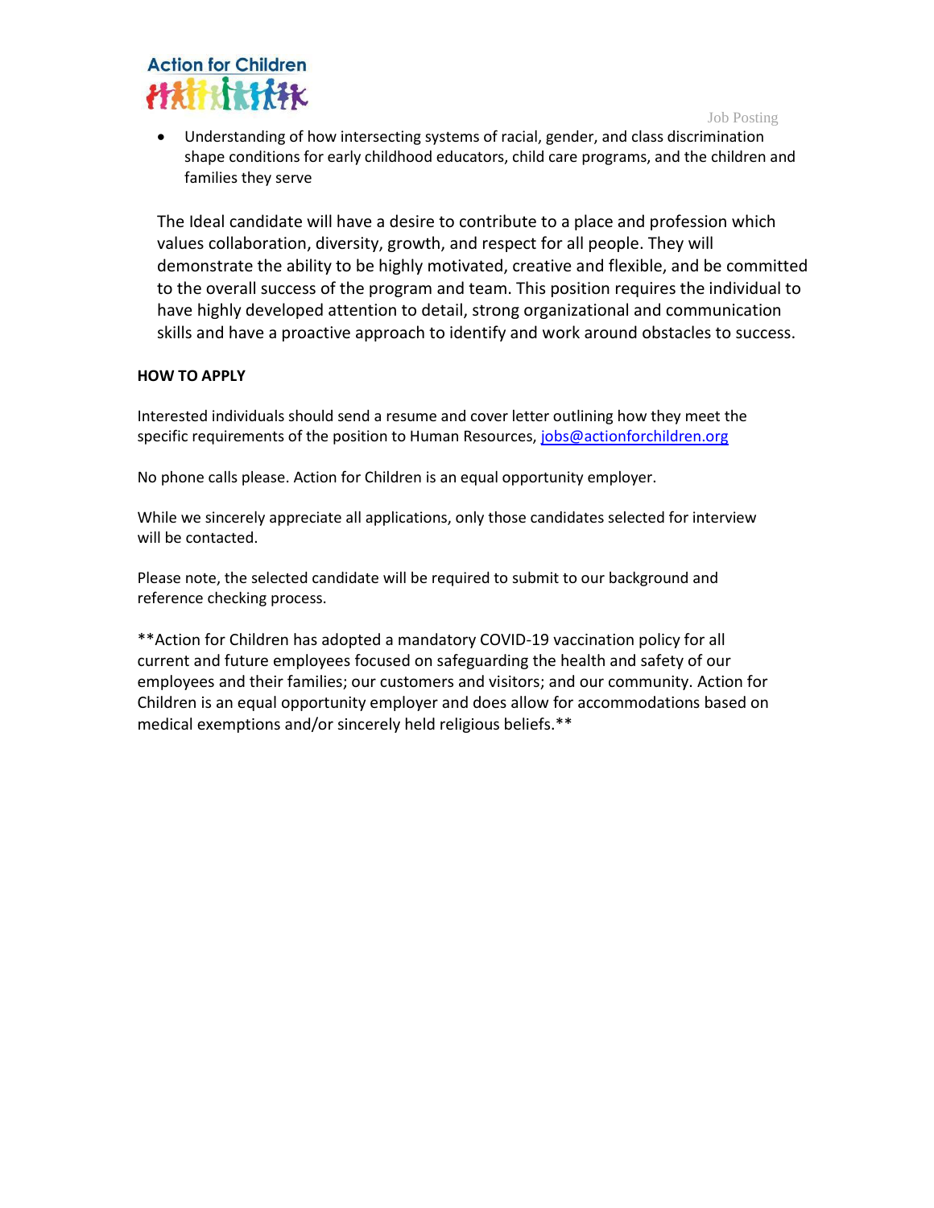- Understanding of how intersecting systems of racial, gender, and class discrimination shape conditions for early childhood educators, child care programs, and the children and families they serve

The Ideal candidate will have a desire to contribute to a place and profession which values collaboration, diversity, growth, and respect for all people. They will demonstrate the ability to be highly motivated, creative and flexible, and be committed to the overall success of the program and team. This position requires the individual to have highly developed attention to detail, strong organizational and communication skills and have a proactive approach to identify and work around obstacles to success.

**HOW TO APPLY**

Interested individuals should send a resume and cover letter outlining how they meet the specific requirements of the position to Human Resources, jobs@actionforchildren.org

No phone calls please. Action for Children is an equal opportunity employer.

While we sincerely appreciate all applications, only those candidates selected for interview will be contacted.

Please note, the selected candidate will be required to submit to our background and reference checking process.

**Action for Children has adopted a mandatory COVID-19 vaccination policy for all current and future employees focused on safeguarding the health and safety of our employees and their families; our customers and visitors; and our community. Action for Children is an equal opportunity employer and does allow for accommodations based on medical exemptions and/or sincerely held religious beliefs.**